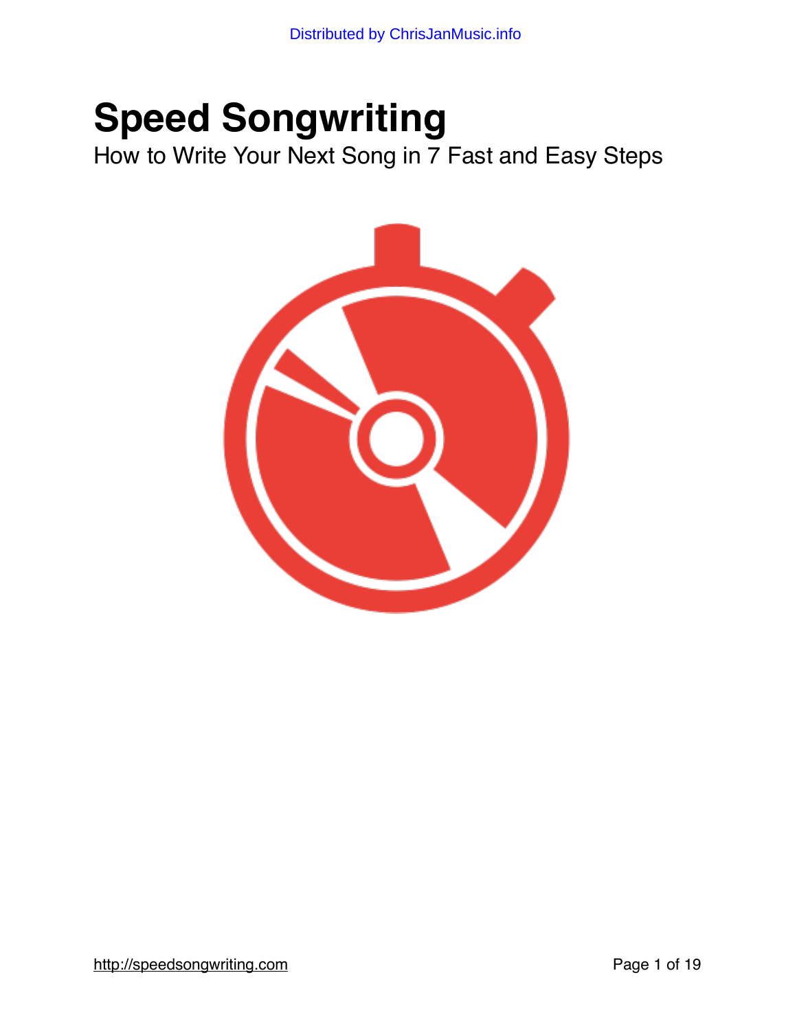# Speed Songwriting

How to Write Your Next Song in 7 Fast and Easy Steps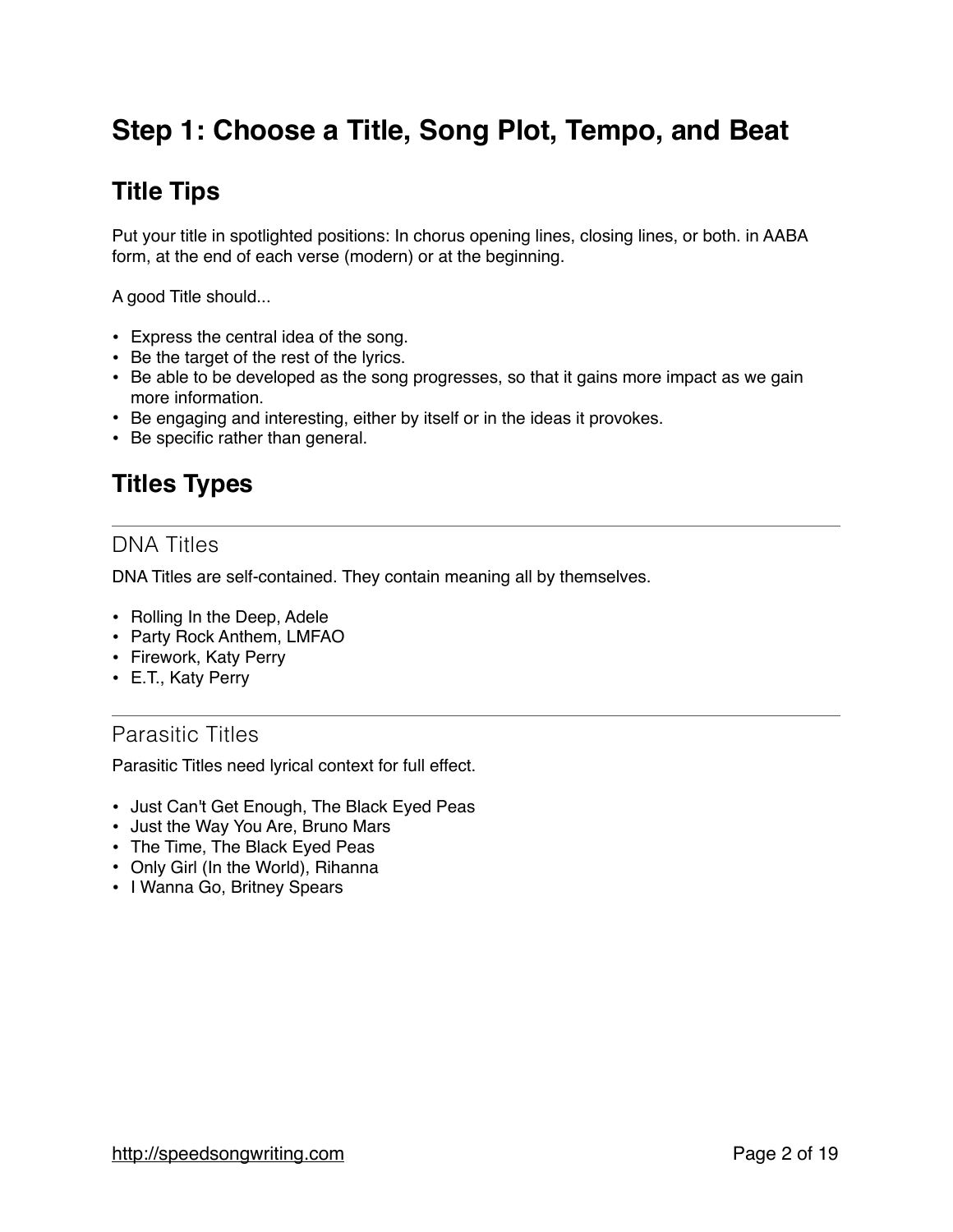# Step 1: Choose a Title, Song Plot, Tempo, and Beat

## Title Tips

Put your title in spotlighted positions: In chorus opening lines, closing lines, or both. in AABA form, at the end of each verse (modern) or at the beginning.

A good Title should...

- Express the central idea of the song.
- Be the target of the rest of the lyrics.
- Be able to be developed as the song progresses, so that it gains more impact as we gain more information.
- Be engaging and interesting, either by itself or in the ideas it provokes.
- Be specific rather than general.

## Titles Types

---

### DNA Titles

DNA Titles are self-contained. They contain meaning all by themselves.

- Rolling In the Deep, Adele
- Party Rock Anthem, LMFAO
- Firework, Katy Perry
- E.T., Katy Perry

---

### Parasitic Titles

Parasitic Titles need lyrical context for full effect.

- Just Can't Get Enough, The Black Eyed Peas
- Just the Way You Are, Bruno Mars
- The Time, The Black Eyed Peas
- Only Girl (In the World), Rihanna
- I Wanna Go, Britney Spears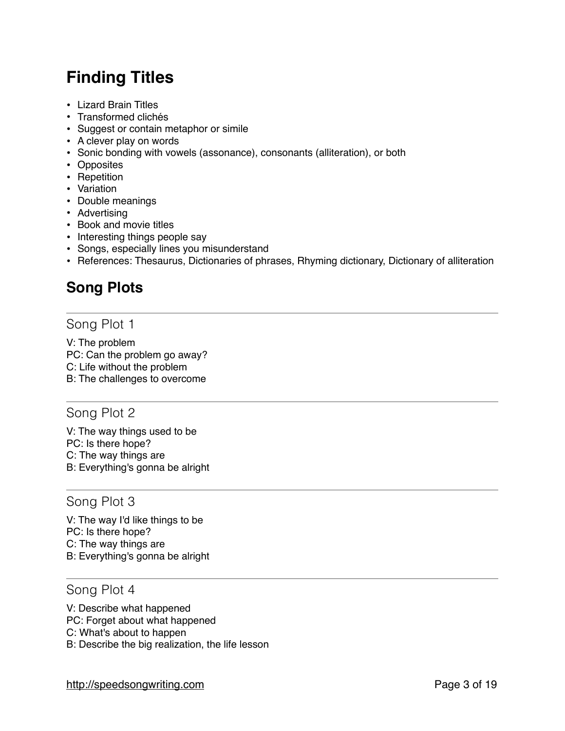## Finding Titles

- Lizard Brain Titles
- Transformed clichés
- Suggest or contain metaphor or simile
- A clever play on words
- Sonic bonding with vowels (assonance), consonants (alliteration), or both
- Opposites
- Repetition
- Variation
- Double meanings
- Advertising
- Book and movie titles
- Interesting things people say
- Songs, especially lines you misunderstand
- References: Thesaurus, Dictionaries of phrases, Rhyming dictionary, Dictionary of alliteration

## Song Plots

---

### Song Plot 1

V: The problem
PC: Can the problem go away?
C: Life without the problem
B: The challenges to overcome

---

### Song Plot 2

V: The way things used to be
PC: Is there hope?
C: The way things are
B: Everything's gonna be alright

---

### Song Plot 3

V: The way I'd like things to be
PC: Is there hope?
C: The way things are
B: Everything's gonna be alright

---

### Song Plot 4

V: Describe what happened
PC: Forget about what happened
C: What's about to happen
B: Describe the big realization, the life lesson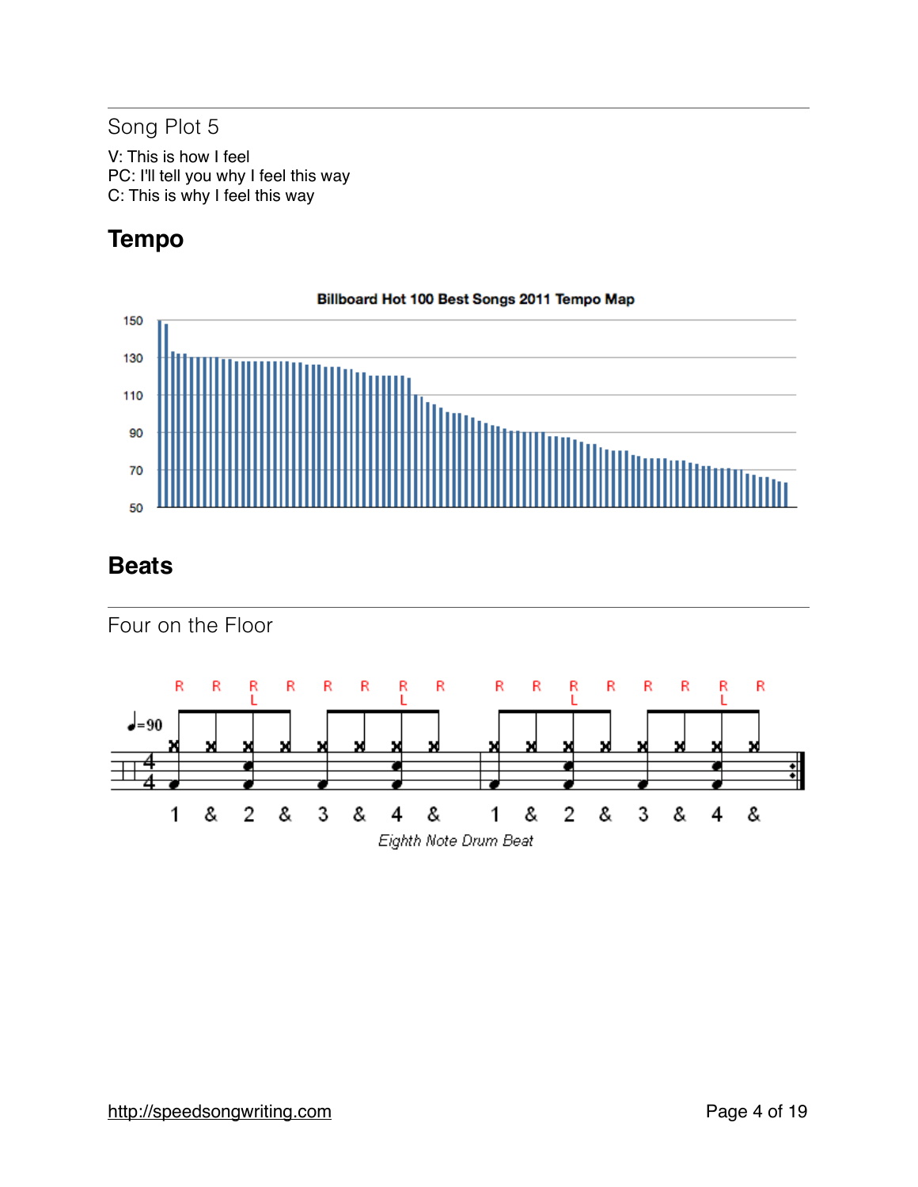## Song Plot 5

V: This is how I feel
PC: I'll tell you why I feel this way
C: This is why I feel this way

# Tempo

**Billboard Hot 100 Best Songs 2011 Tempo Map**

# Beats

## Four on the Floor

*Eighth Note Drum Beat*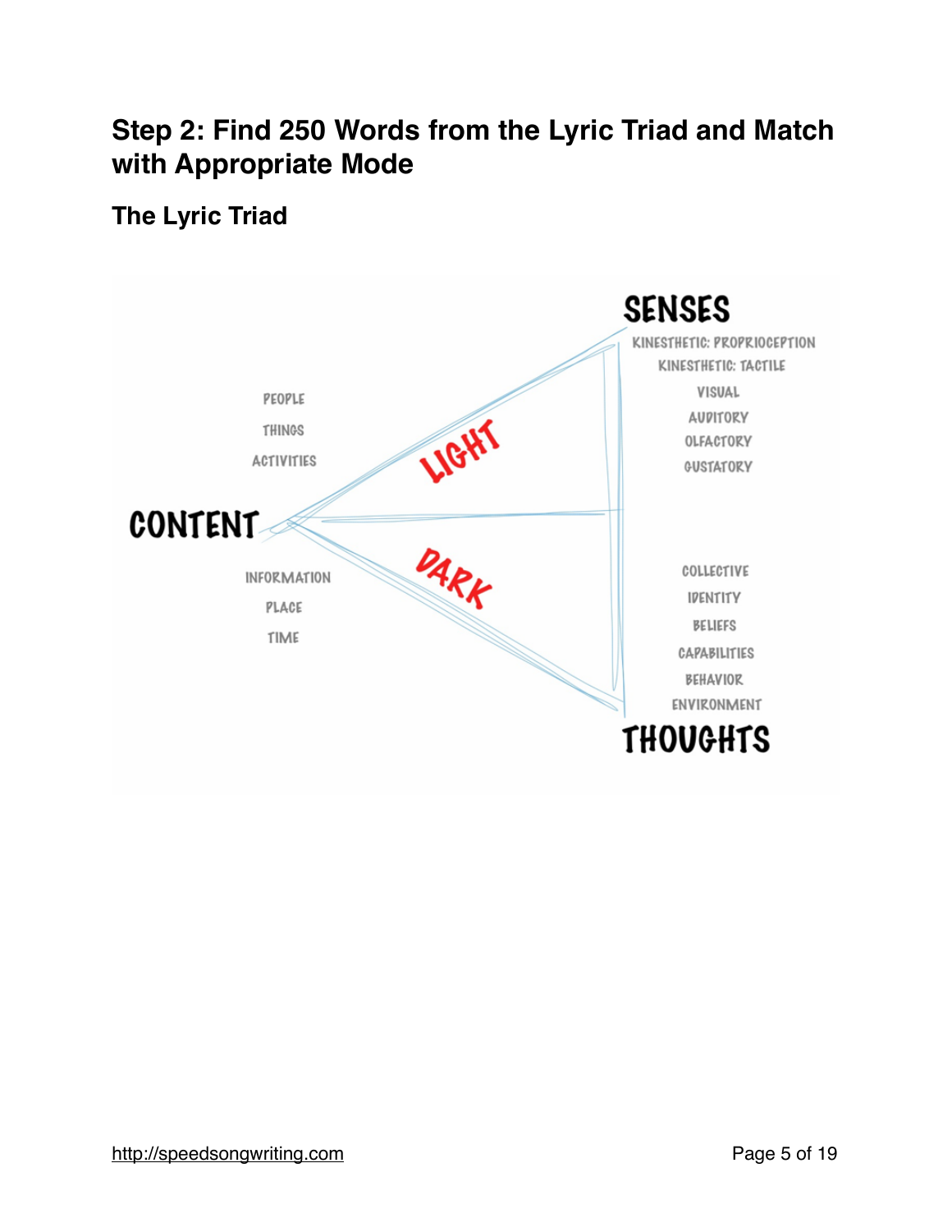## Step 2: Find 250 Words from the Lyric Triad and Match with Appropriate Mode

### The Lyric Triad

SENSES

KINESTHETIC: PROPRIOCEPTION
KINESTHETIC: TACTILE
VISUAL
AUDITORY
OLFACTORY
GUSTATORY

PEOPLE
THINGS
ACTIVITIES

LIGHT

CONTENT

DARK

INFORMATION
PLACE
TIME

COLLECTIVE
IDENTITY
BELIEFS
CAPABILITIES
BEHAVIOR
ENVIRONMENT

THOUGHTS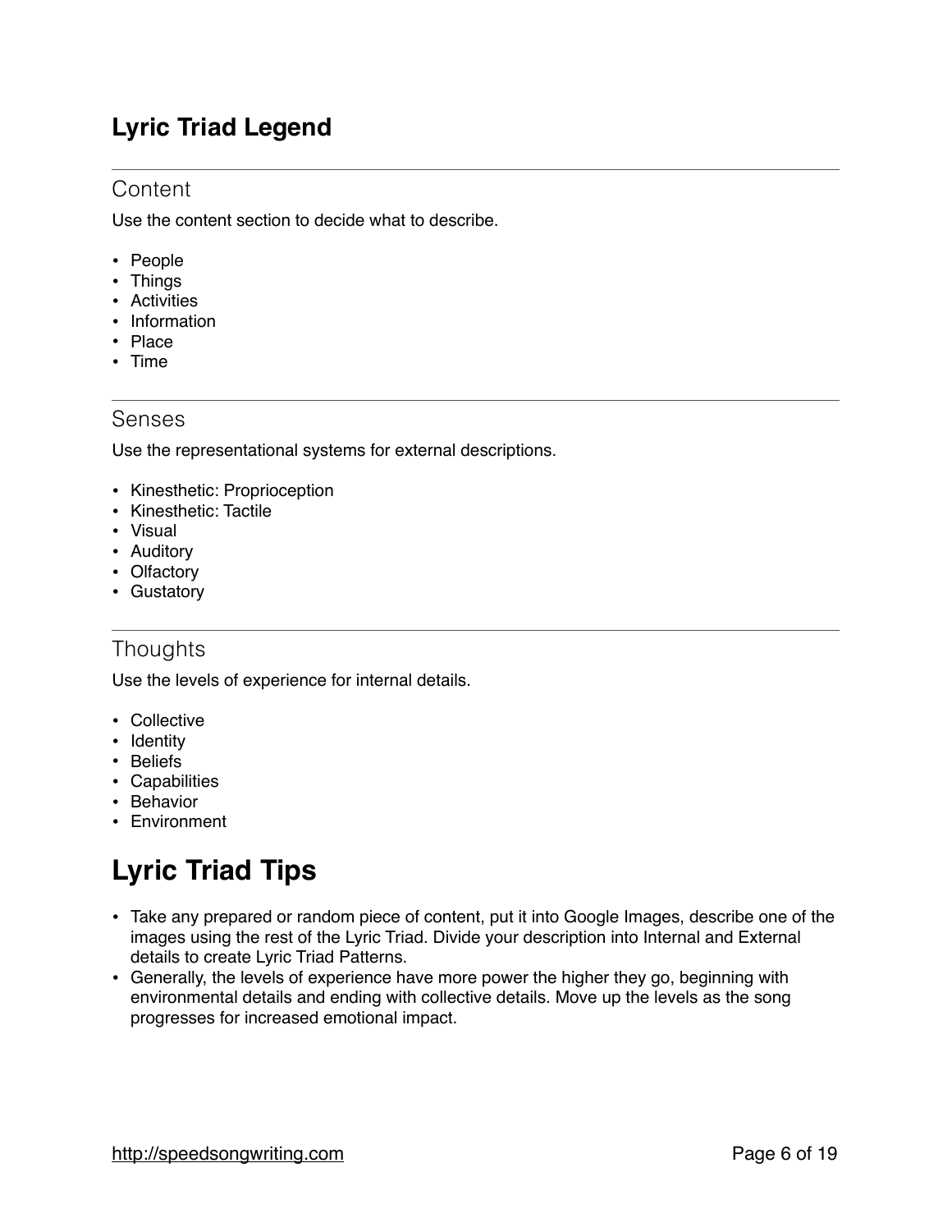## Lyric Triad Legend

### Content

Use the content section to decide what to describe.

- People
- Things
- Activities
- Information
- Place
- Time

### Senses

Use the representational systems for external descriptions.

- Kinesthetic: Proprioception
- Kinesthetic: Tactile
- Visual
- Auditory
- Olfactory
- Gustatory

### Thoughts

Use the levels of experience for internal details.

- Collective
- Identity
- Beliefs
- Capabilities
- Behavior
- Environment

# Lyric Triad Tips

- Take any prepared or random piece of content, put it into Google Images, describe one of the images using the rest of the Lyric Triad. Divide your description into Internal and External details to create Lyric Triad Patterns.
- Generally, the levels of experience have more power the higher they go, beginning with environmental details and ending with collective details. Move up the levels as the song progresses for increased emotional impact.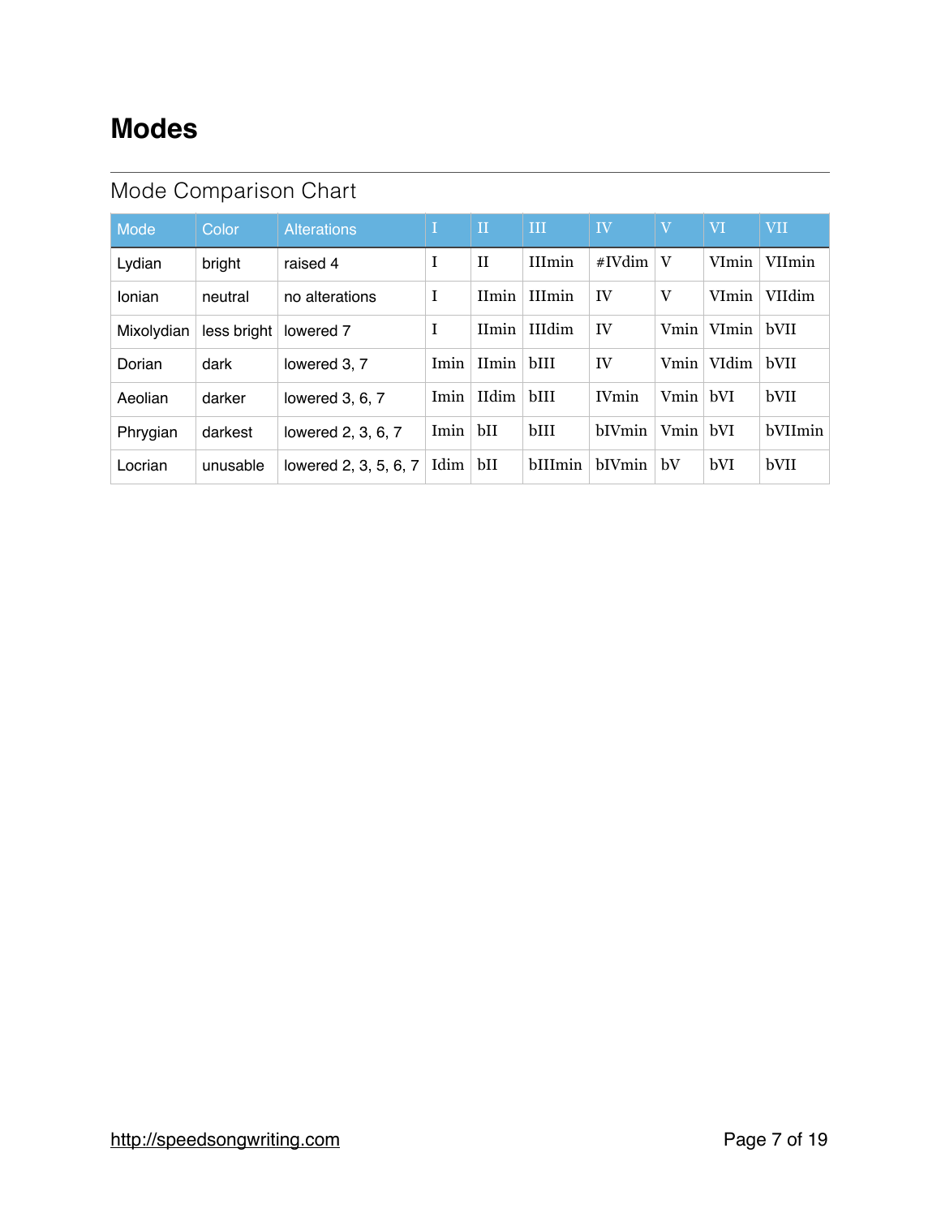# Modes

## Mode Comparison Chart

| Mode | Color | Alterations | I | II | III | IV | V | VI | VII |
|---|---|---|---|---|---|---|---|---|---|
| Lydian | bright | raised 4 | I | II | IIImin | #IVdim | V | VImin | VIImin |
| Ionian | neutral | no alterations | I | IImin | IIImin | IV | V | VImin | VIIdim |
| Mixolydian | less bright | lowered 7 | I | IImin | IIIdim | IV | Vmin | VImin | bVII |
| Dorian | dark | lowered 3, 7 | Imin | IImin | bIII | IV | Vmin | VIdim | bVII |
| Aeolian | darker | lowered 3, 6, 7 | Imin | IIdim | bIII | IVmin | Vmin | bVI | bVII |
| Phrygian | darkest | lowered 2, 3, 6, 7 | Imin | bII | bIII | bIVmin | Vmin | bVI | bVIImin |
| Locrian | unusable | lowered 2, 3, 5, 6, 7 | Idim | bII | bIIImin | bIVmin | bV | bVI | bVII |

http://speedsongwriting.com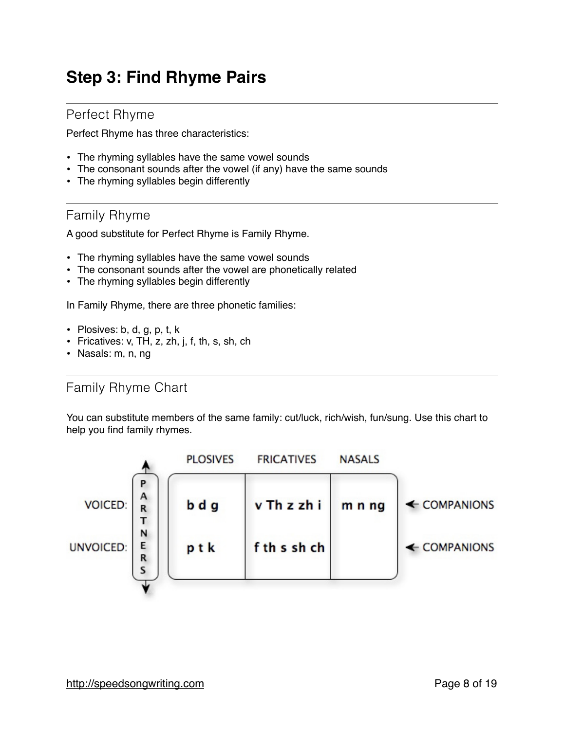# Step 3: Find Rhyme Pairs

## Perfect Rhyme

Perfect Rhyme has three characteristics:

- The rhyming syllables have the same vowel sounds
- The consonant sounds after the vowel (if any) have the same sounds
- The rhyming syllables begin differently

## Family Rhyme

A good substitute for Perfect Rhyme is Family Rhyme.

- The rhyming syllables have the same vowel sounds
- The consonant sounds after the vowel are phonetically related
- The rhyming syllables begin differently

In Family Rhyme, there are three phonetic families:

- Plosives: b, d, g, p, t, k
- Fricatives: v, TH, z, zh, j, f, th, s, sh, ch
- Nasals: m, n, ng

## Family Rhyme Chart

You can substitute members of the same family: cut/luck, rich/wish, fun/sung. Use this chart to help you find family rhymes.

| PARTNERS | PLOSIVES | FRICATIVES | NASALS | |
|---|---|---|---|---|
| VOICED: | b d g | v Th z zh j | m n ng | ← COMPANIONS |
| UNVOICED: | p t k | f th s sh ch | | ← COMPANIONS |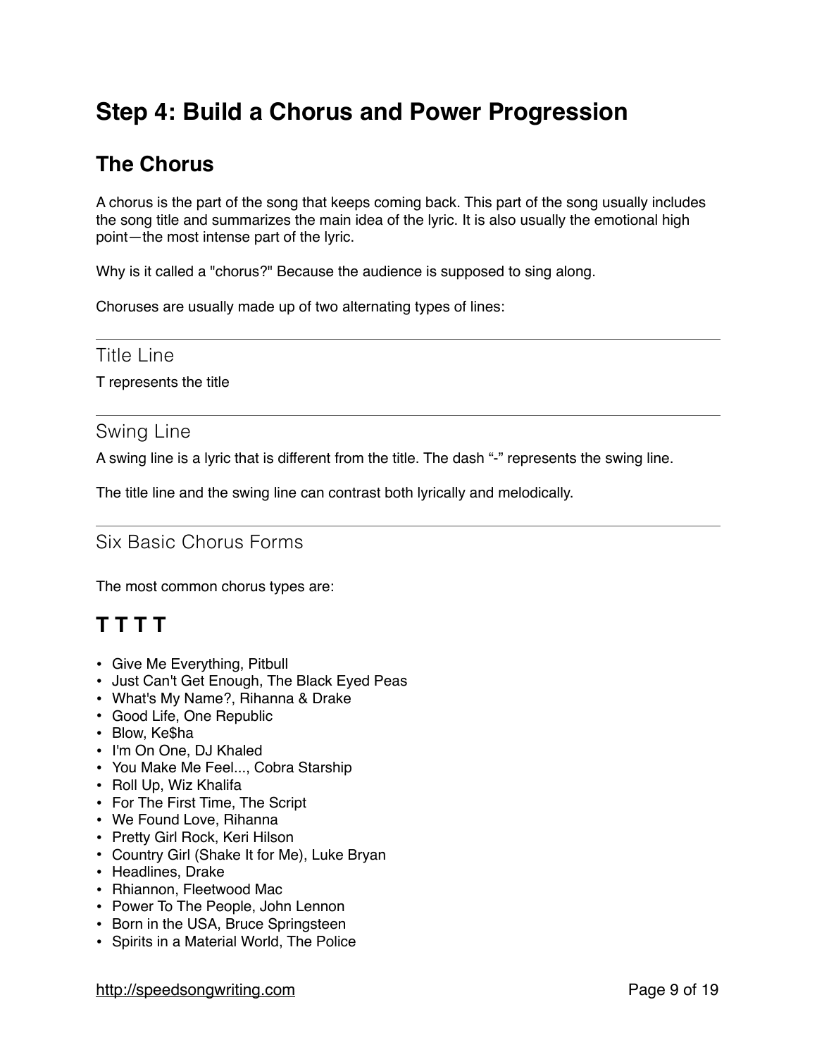# Step 4: Build a Chorus and Power Progression

## The Chorus

A chorus is the part of the song that keeps coming back. This part of the song usually includes the song title and summarizes the main idea of the lyric. It is also usually the emotional high point—the most intense part of the lyric.

Why is it called a "chorus?" Because the audience is supposed to sing along.

Choruses are usually made up of two alternating types of lines:

### Title Line

T represents the title

### Swing Line

A swing line is a lyric that is different from the title. The dash "-" represents the swing line.

The title line and the swing line can contrast both lyrically and melodically.

### Six Basic Chorus Forms

The most common chorus types are:

## T T T T

- Give Me Everything, Pitbull
- Just Can't Get Enough, The Black Eyed Peas
- What's My Name?, Rihanna & Drake
- Good Life, One Republic
- Blow, Ke$ha
- I'm On One, DJ Khaled
- You Make Me Feel..., Cobra Starship
- Roll Up, Wiz Khalifa
- For The First Time, The Script
- We Found Love, Rihanna
- Pretty Girl Rock, Keri Hilson
- Country Girl (Shake It for Me), Luke Bryan
- Headlines, Drake
- Rhiannon, Fleetwood Mac
- Power To The People, John Lennon
- Born in the USA, Bruce Springsteen
- Spirits in a Material World, The Police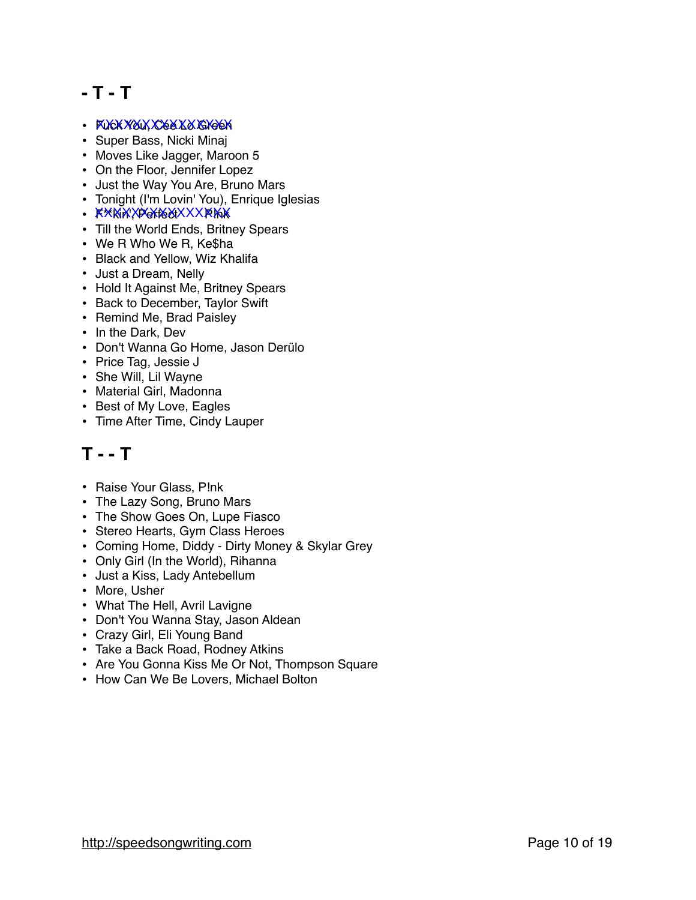## - T - T

- ~~Fuck You, Cee Lo Green~~
- Super Bass, Nicki Minaj
- Moves Like Jagger, Maroon 5
- On the Floor, Jennifer Lopez
- Just the Way You Are, Bruno Mars
- Tonight (I'm Lovin' You), Enrique Iglesias
- ~~F**kin' Perfect, P!nk~~
- Till the World Ends, Britney Spears
- We R Who We R, Ke$ha
- Black and Yellow, Wiz Khalifa
- Just a Dream, Nelly
- Hold It Against Me, Britney Spears
- Back to December, Taylor Swift
- Remind Me, Brad Paisley
- In the Dark, Dev
- Don't Wanna Go Home, Jason Derülo
- Price Tag, Jessie J
- She Will, Lil Wayne
- Material Girl, Madonna
- Best of My Love, Eagles
- Time After Time, Cindy Lauper

## T - - T

- Raise Your Glass, P!nk
- The Lazy Song, Bruno Mars
- The Show Goes On, Lupe Fiasco
- Stereo Hearts, Gym Class Heroes
- Coming Home, Diddy - Dirty Money & Skylar Grey
- Only Girl (In the World), Rihanna
- Just a Kiss, Lady Antebellum
- More, Usher
- What The Hell, Avril Lavigne
- Don't You Wanna Stay, Jason Aldean
- Crazy Girl, Eli Young Band
- Take a Back Road, Rodney Atkins
- Are You Gonna Kiss Me Or Not, Thompson Square
- How Can We Be Lovers, Michael Bolton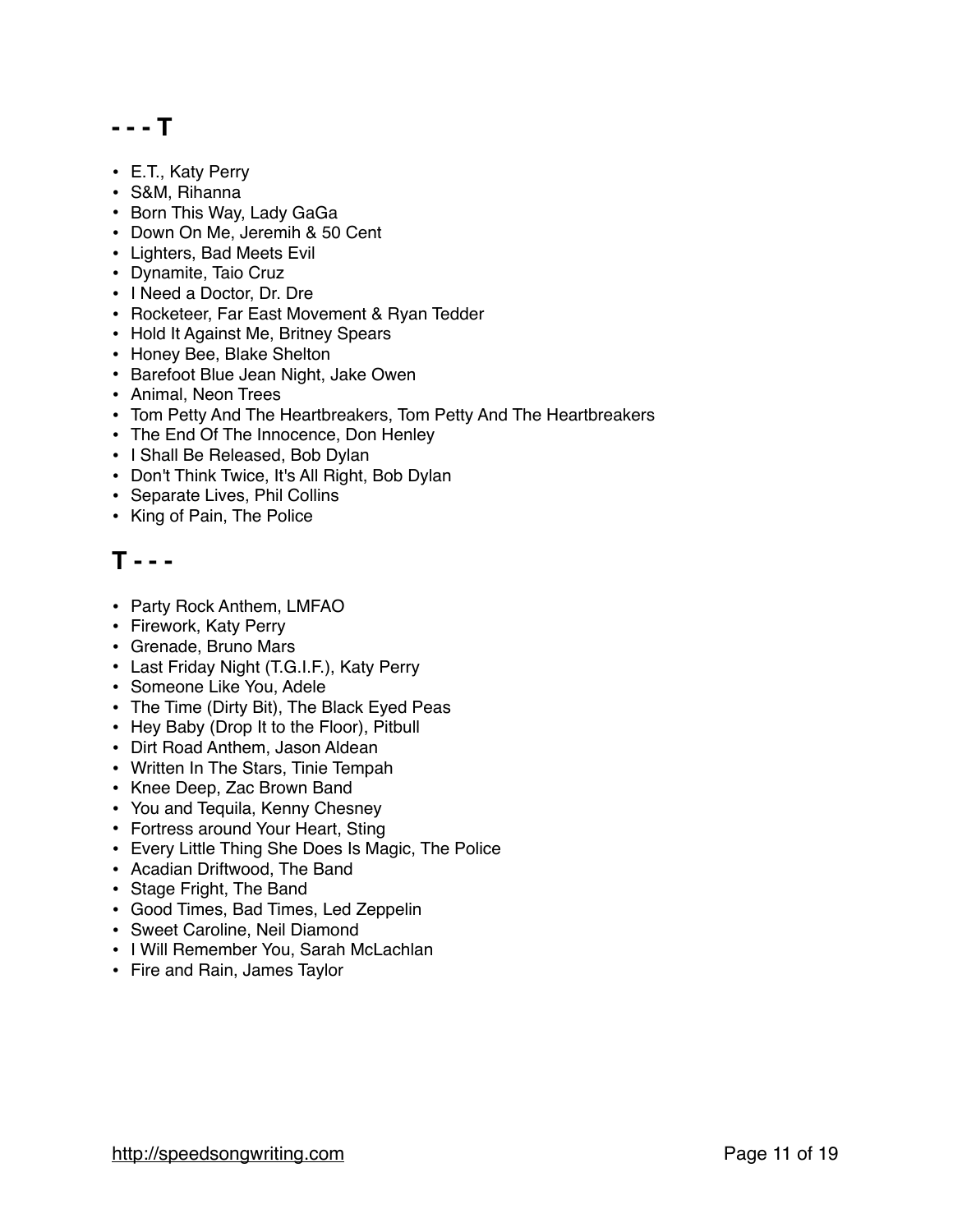## - - - T

- E.T., Katy Perry
- S&M, Rihanna
- Born This Way, Lady GaGa
- Down On Me, Jeremih & 50 Cent
- Lighters, Bad Meets Evil
- Dynamite, Taio Cruz
- I Need a Doctor, Dr. Dre
- Rocketeer, Far East Movement & Ryan Tedder
- Hold It Against Me, Britney Spears
- Honey Bee, Blake Shelton
- Barefoot Blue Jean Night, Jake Owen
- Animal, Neon Trees
- Tom Petty And The Heartbreakers, Tom Petty And The Heartbreakers
- The End Of The Innocence, Don Henley
- I Shall Be Released, Bob Dylan
- Don't Think Twice, It's All Right, Bob Dylan
- Separate Lives, Phil Collins
- King of Pain, The Police

## T - - -

- Party Rock Anthem, LMFAO
- Firework, Katy Perry
- Grenade, Bruno Mars
- Last Friday Night (T.G.I.F.), Katy Perry
- Someone Like You, Adele
- The Time (Dirty Bit), The Black Eyed Peas
- Hey Baby (Drop It to the Floor), Pitbull
- Dirt Road Anthem, Jason Aldean
- Written In The Stars, Tinie Tempah
- Knee Deep, Zac Brown Band
- You and Tequila, Kenny Chesney
- Fortress around Your Heart, Sting
- Every Little Thing She Does Is Magic, The Police
- Acadian Driftwood, The Band
- Stage Fright, The Band
- Good Times, Bad Times, Led Zeppelin
- Sweet Caroline, Neil Diamond
- I Will Remember You, Sarah McLachlan
- Fire and Rain, James Taylor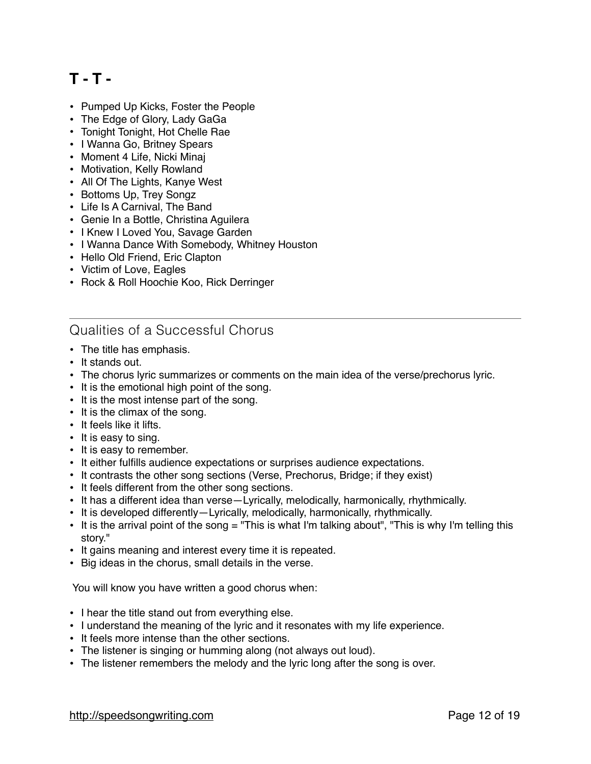## T - T -

- Pumped Up Kicks, Foster the People
- The Edge of Glory, Lady GaGa
- Tonight Tonight, Hot Chelle Rae
- I Wanna Go, Britney Spears
- Moment 4 Life, Nicki Minaj
- Motivation, Kelly Rowland
- All Of The Lights, Kanye West
- Bottoms Up, Trey Songz
- Life Is A Carnival, The Band
- Genie In a Bottle, Christina Aguilera
- I Knew I Loved You, Savage Garden
- I Wanna Dance With Somebody, Whitney Houston
- Hello Old Friend, Eric Clapton
- Victim of Love, Eagles
- Rock & Roll Hoochie Koo, Rick Derringer

---

## Qualities of a Successful Chorus

- The title has emphasis.
- It stands out.
- The chorus lyric summarizes or comments on the main idea of the verse/prechorus lyric.
- It is the emotional high point of the song.
- It is the most intense part of the song.
- It is the climax of the song.
- It feels like it lifts.
- It is easy to sing.
- It is easy to remember.
- It either fulfills audience expectations or surprises audience expectations.
- It contrasts the other song sections (Verse, Prechorus, Bridge; if they exist)
- It feels different from the other song sections.
- It has a different idea than verse—Lyrically, melodically, harmonically, rhythmically.
- It is developed differently—Lyrically, melodically, harmonically, rhythmically.
- It is the arrival point of the song = "This is what I'm talking about", "This is why I'm telling this story."
- It gains meaning and interest every time it is repeated.
- Big ideas in the chorus, small details in the verse.

You will know you have written a good chorus when:

- I hear the title stand out from everything else.
- I understand the meaning of the lyric and it resonates with my life experience.
- It feels more intense than the other sections.
- The listener is singing or humming along (not always out loud).
- The listener remembers the melody and the lyric long after the song is over.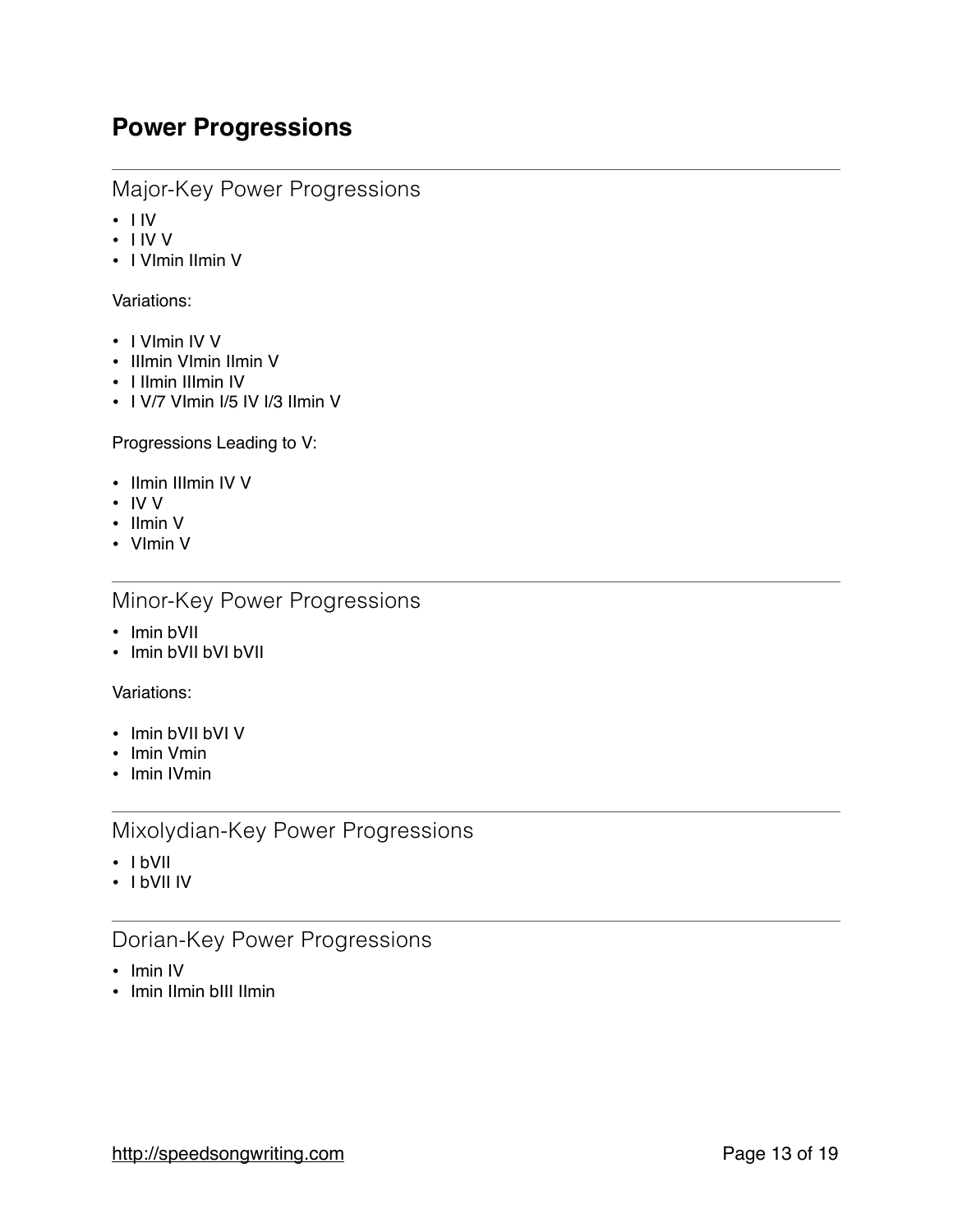# Power Progressions

## Major-Key Power Progressions

- I IV
- I IV V
- I VImin IImin V

Variations:

- I VImin IV V
- IIImin VImin IImin V
- I IImin IIImin IV
- I V/7 VImin I/5 IV I/3 IImin V

Progressions Leading to V:

- IImin IIImin IV V
- IV V
- IImin V
- VImin V

## Minor-Key Power Progressions

- Imin bVII
- Imin bVII bVI bVII

Variations:

- Imin bVII bVI V
- Imin Vmin
- Imin IVmin

## Mixolydian-Key Power Progressions

- I bVII
- I bVII IV

## Dorian-Key Power Progressions

- Imin IV
- Imin IImin bIII IImin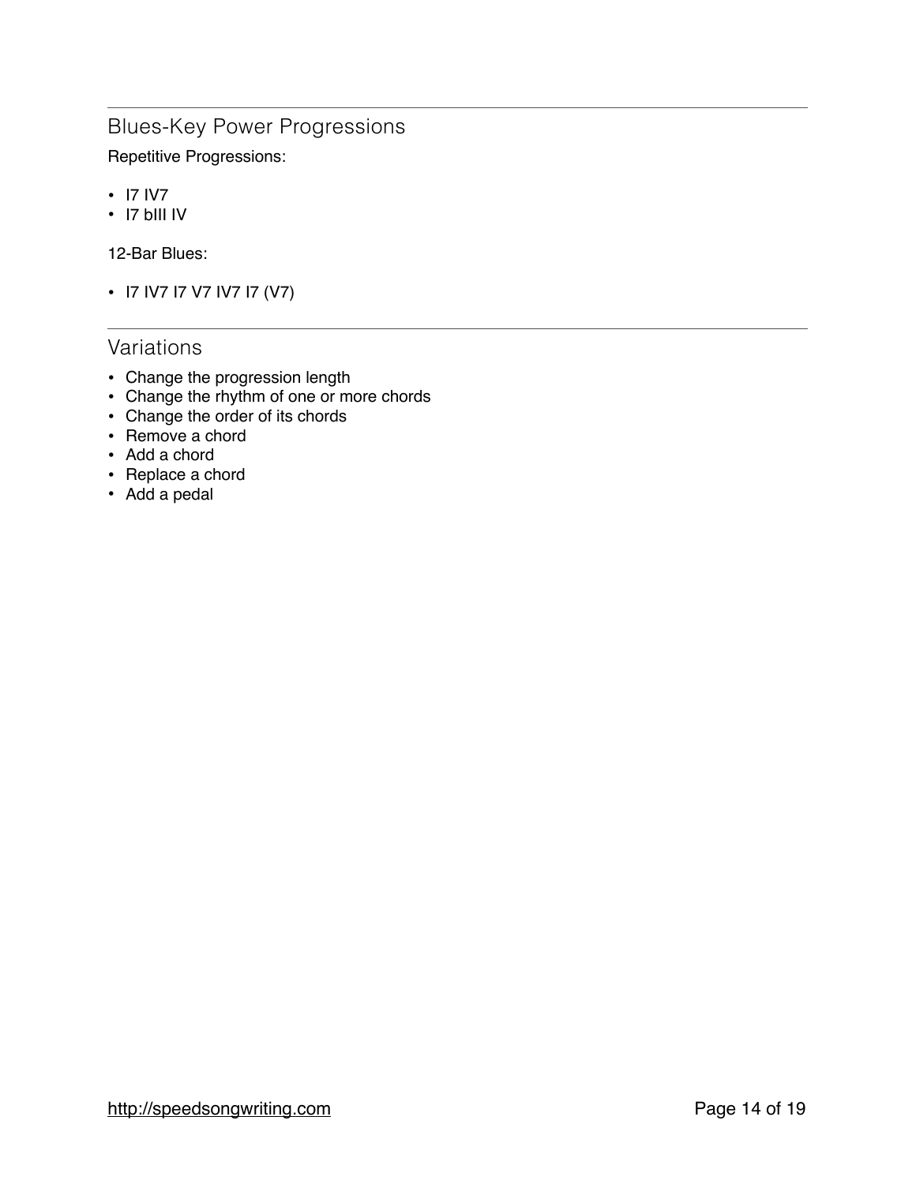## Blues-Key Power Progressions

Repetitive Progressions:

- I7 IV7
- I7 bIII IV

12-Bar Blues:

- I7 IV7 I7 V7 IV7 I7 (V7)

## Variations

- Change the progression length
- Change the rhythm of one or more chords
- Change the order of its chords
- Remove a chord
- Add a chord
- Replace a chord
- Add a pedal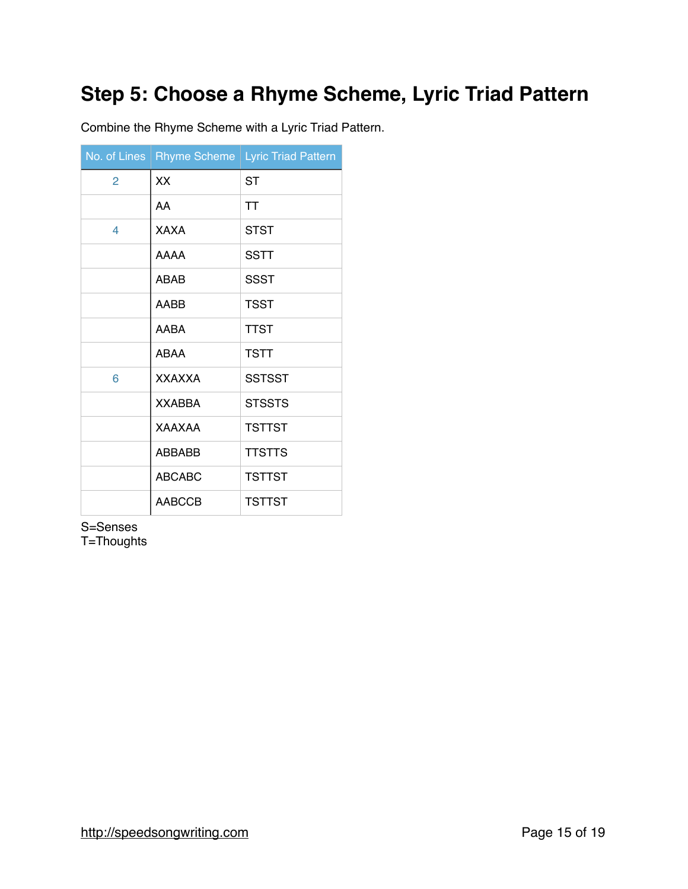# Step 5: Choose a Rhyme Scheme, Lyric Triad Pattern

Combine the Rhyme Scheme with a Lyric Triad Pattern.

| No. of Lines | Rhyme Scheme | Lyric Triad Pattern |
|---|---|---|
| 2 | XX | ST |
| | AA | TT |
| 4 | XAXA | STST |
| | AAAA | SSTT |
| | ABAB | SSST |
| | AABB | TSST |
| | AABA | TTST |
| | ABAA | TSTT |
| 6 | XXAXXA | SSTSST |
| | XXABBA | STSSTS |
| | XAAXAA | TSTTST |
| | ABBABB | TTSTTS |
| | ABCABC | TSTTST |
| | AABCCB | TSTTST |

S=Senses
T=Thoughts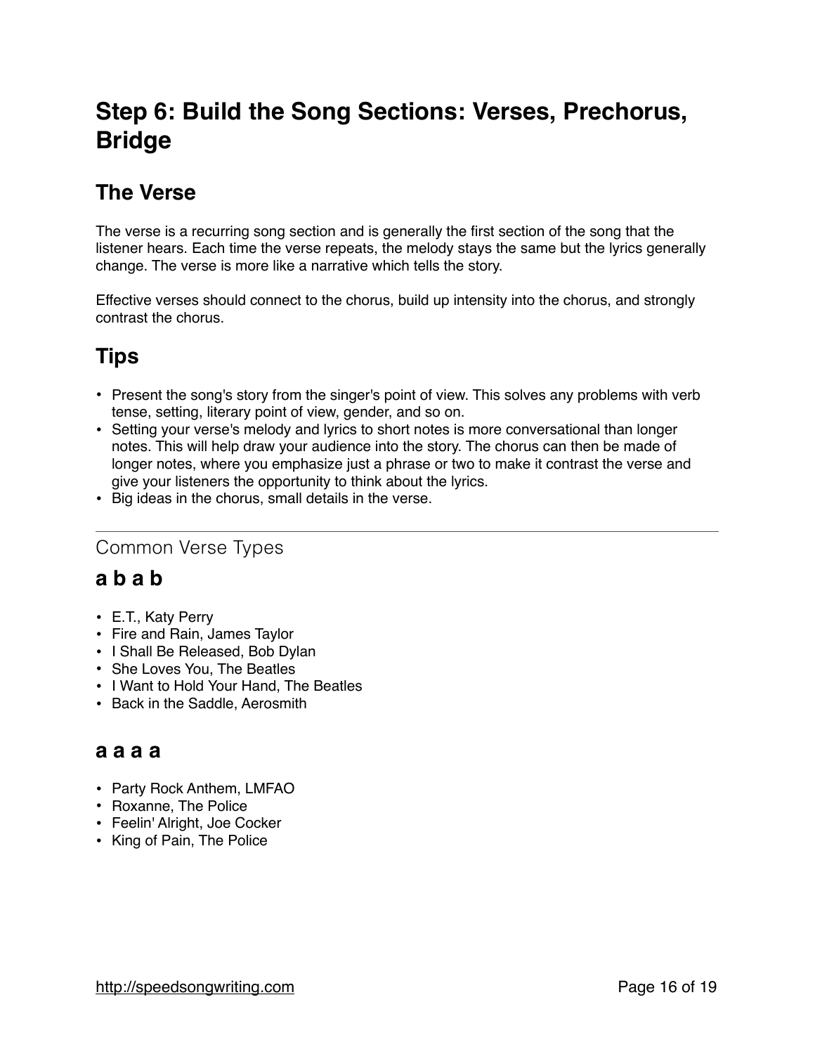# Step 6: Build the Song Sections: Verses, Prechorus, Bridge

## The Verse

The verse is a recurring song section and is generally the first section of the song that the listener hears. Each time the verse repeats, the melody stays the same but the lyrics generally change. The verse is more like a narrative which tells the story.

Effective verses should connect to the chorus, build up intensity into the chorus, and strongly contrast the chorus.

## Tips

- Present the song's story from the singer's point of view. This solves any problems with verb tense, setting, literary point of view, gender, and so on.
- Setting your verse's melody and lyrics to short notes is more conversational than longer notes. This will help draw your audience into the story. The chorus can then be made of longer notes, where you emphasize just a phrase or two to make it contrast the verse and give your listeners the opportunity to think about the lyrics.
- Big ideas in the chorus, small details in the verse.

---

### Common Verse Types

## a b a b

- E.T., Katy Perry
- Fire and Rain, James Taylor
- I Shall Be Released, Bob Dylan
- She Loves You, The Beatles
- I Want to Hold Your Hand, The Beatles
- Back in the Saddle, Aerosmith

## a a a a

- Party Rock Anthem, LMFAO
- Roxanne, The Police
- Feelin' Alright, Joe Cocker
- King of Pain, The Police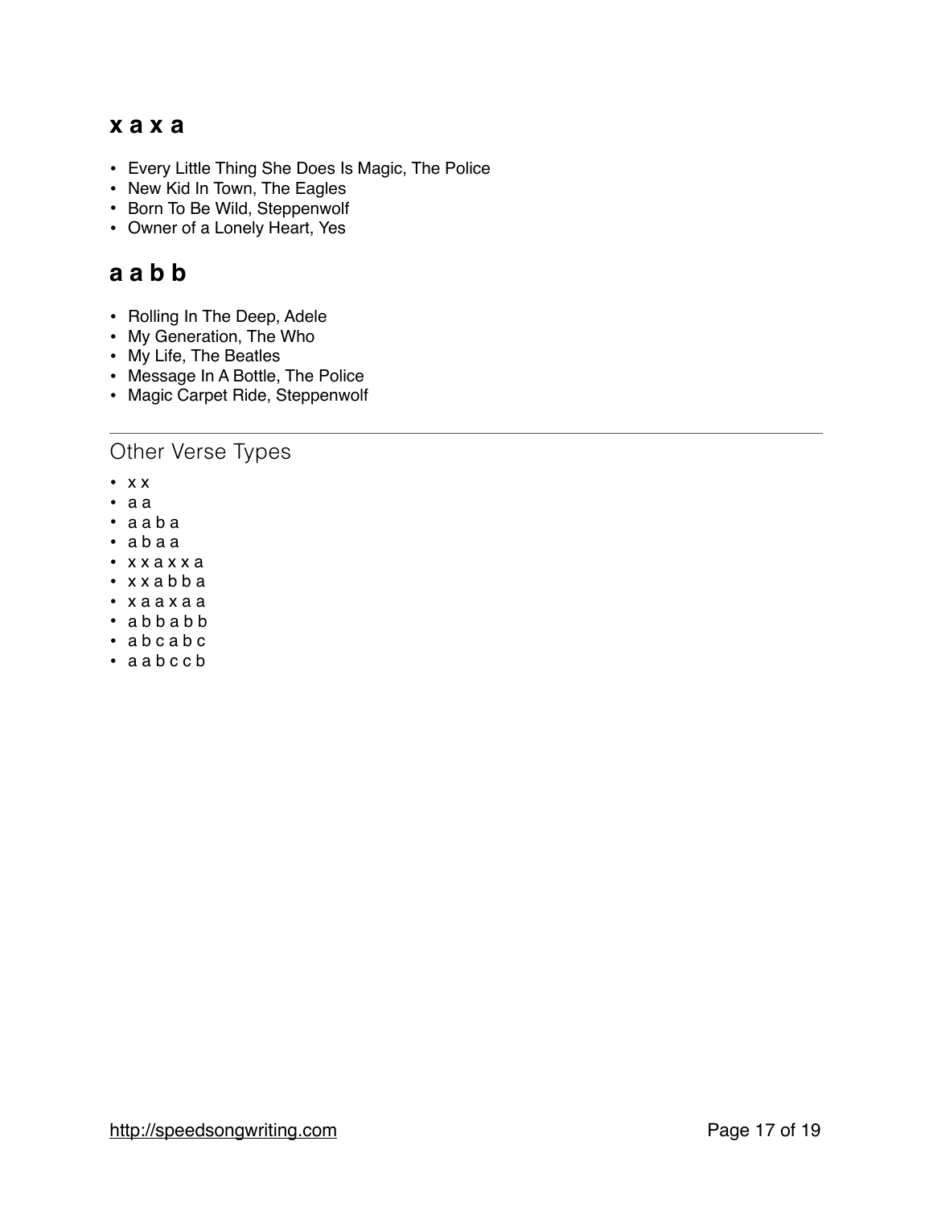## x a x a

- Every Little Thing She Does Is Magic, The Police
- New Kid In Town, The Eagles
- Born To Be Wild, Steppenwolf
- Owner of a Lonely Heart, Yes

## a a b b

- Rolling In The Deep, Adele
- My Generation, The Who
- My Life, The Beatles
- Message In A Bottle, The Police
- Magic Carpet Ride, Steppenwolf

---

## Other Verse Types

- x x
- a a
- a a b a
- a b a a
- x x a x x a
- x x a b b a
- x a a x a a
- a b b a b b
- a b c a b c
- a a b c c b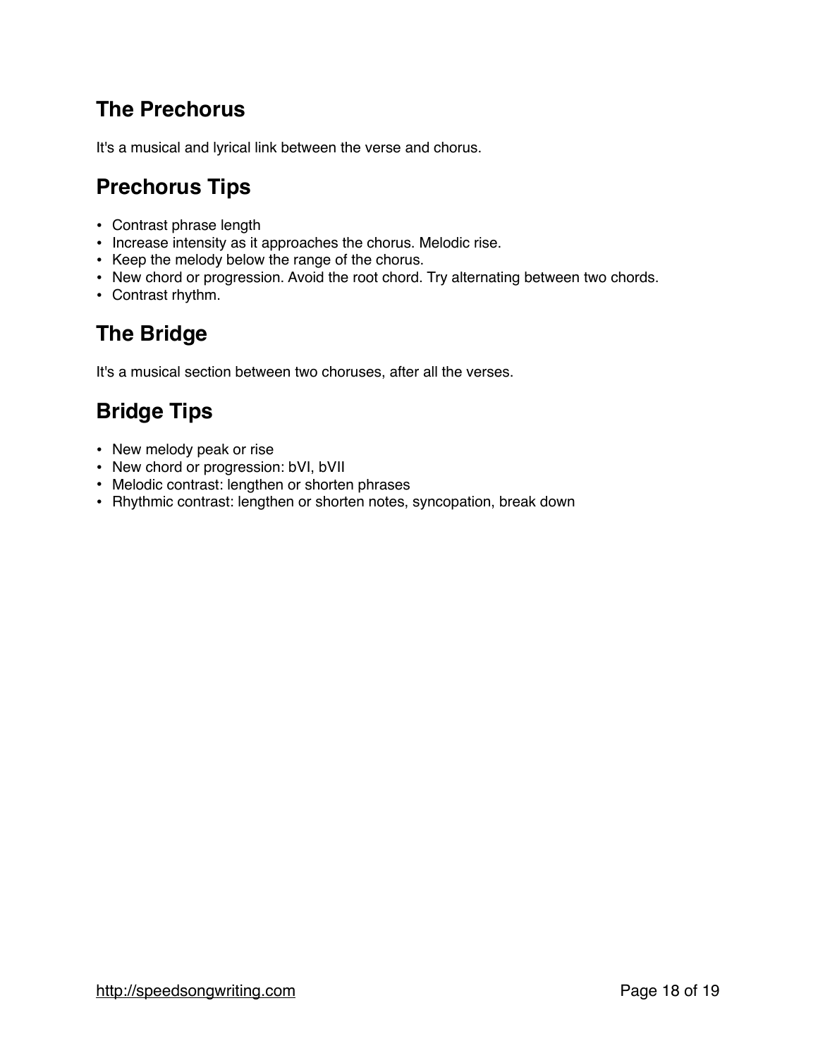## The Prechorus

It's a musical and lyrical link between the verse and chorus.

## Prechorus Tips

- Contrast phrase length
- Increase intensity as it approaches the chorus. Melodic rise.
- Keep the melody below the range of the chorus.
- New chord or progression. Avoid the root chord. Try alternating between two chords.
- Contrast rhythm.

## The Bridge

It's a musical section between two choruses, after all the verses.

## Bridge Tips

- New melody peak or rise
- New chord or progression: bVI, bVII
- Melodic contrast: lengthen or shorten phrases
- Rhythmic contrast: lengthen or shorten notes, syncopation, break down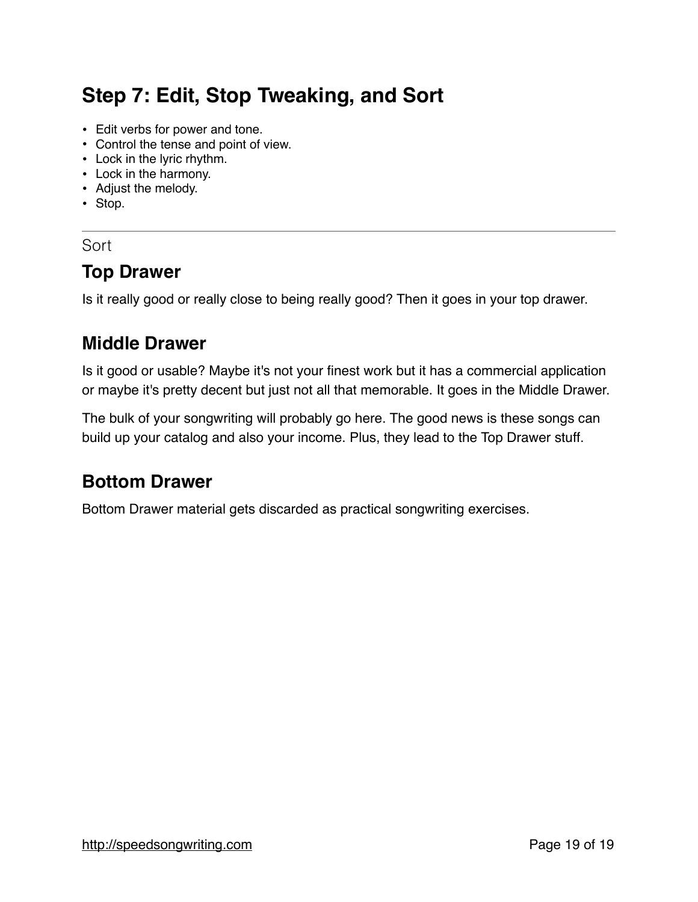# Step 7: Edit, Stop Tweaking, and Sort

- Edit verbs for power and tone.
- Control the tense and point of view.
- Lock in the lyric rhythm.
- Lock in the harmony.
- Adjust the melody.
- Stop.

---

Sort

## Top Drawer

Is it really good or really close to being really good? Then it goes in your top drawer.

## Middle Drawer

Is it good or usable? Maybe it's not your finest work but it has a commercial application or maybe it's pretty decent but just not all that memorable. It goes in the Middle Drawer.

The bulk of your songwriting will probably go here. The good news is these songs can build up your catalog and also your income. Plus, they lead to the Top Drawer stuff.

## Bottom Drawer

Bottom Drawer material gets discarded as practical songwriting exercises.